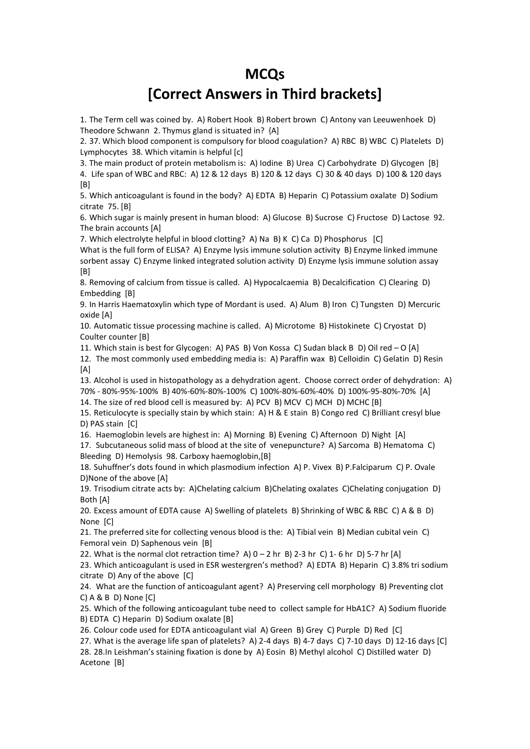# MCQs

# [Correct Answers in Third brackets]

1. The Term cell was coined by. A) Robert Hook B) Robert brown C) Antony van Leeuwenhoek D) Theodore Schwann 2. Thymus gland is situated in? {A]
2. 37. Which blood component is compulsory for blood coagulation? A) RBC B) WBC C) Platelets D) Lymphocytes 38. Which vitamin is helpful [c]
3. The main product of protein metabolism is: A) Iodine B) Urea C) Carbohydrate D) Glycogen [B]
4. Life span of WBC and RBC: A) 12 & 12 days B) 120 & 12 days C) 30 & 40 days D) 100 & 120 days [B]
5. Which anticoagulant is found in the body? A) EDTA B) Heparin C) Potassium oxalate D) Sodium citrate 75. [B]
6. Which sugar is mainly present in human blood: A) Glucose B) Sucrose C) Fructose D) Lactose 92. The brain accounts [A]
7. Which electrolyte helpful in blood clotting? A) Na B) K C) Ca D) Phosphorus [C]

What is the full form of ELISA? A) Enzyme lysis immune solution activity B) Enzyme linked immune sorbent assay C) Enzyme linked integrated solution activity D) Enzyme lysis immune solution assay [B]

8. Removing of calcium from tissue is called. A) Hypocalcaemia B) Decalcification C) Clearing D) Embedding [B]
9. In Harris Haematoxylin which type of Mordant is used. A) Alum B) Iron C) Tungsten D) Mercuric oxide [A]
10. Automatic tissue processing machine is called. A) Microtome B) Histokinete C) Cryostat D) Coulter counter [B]
11. Which stain is best for Glycogen: A) PAS B) Von Kossa C) Sudan black B D) Oil red – O [A]
12. The most commonly used embedding media is: A) Paraffin wax B) Celloidin C) Gelatin D) Resin [A]
13. Alcohol is used in histopathology as a dehydration agent. Choose correct order of dehydration: A) 70% - 80%-95%-100% B) 40%-60%-80%-100% C) 100%-80%-60%-40% D) 100%-95-80%-70% [A]
14. The size of red blood cell is measured by: A) PCV B) MCV C) MCH D) MCHC [B]
15. Reticulocyte is specially stain by which stain: A) H & E stain B) Congo red C) Brilliant cresyl blue D) PAS stain [C]
16. Haemoglobin levels are highest in: A) Morning B) Evening C) Afternoon D) Night [A]
17. Subcutaneous solid mass of blood at the site of venepuncture? A) Sarcoma B) Hematoma C) Bleeding D) Hemolysis 98. Carboxy haemoglobin,[B]
18. Suhuffner's dots found in which plasmodium infection A) P. Vivex B) P.Falciparum C) P. Ovale D)None of the above [A]
19. Trisodium citrate acts by: A)Chelating calcium B)Chelating oxalates C)Chelating conjugation D) Both [A]
20. Excess amount of EDTA cause A) Swelling of platelets B) Shrinking of WBC & RBC C) A & B D) None [C]
21. The preferred site for collecting venous blood is the: A) Tibial vein B) Median cubital vein C) Femoral vein D) Saphenous vein [B]
22. What is the normal clot retraction time? A) 0 – 2 hr B) 2-3 hr C) 1- 6 hr D) 5-7 hr [A]
23. Which anticoagulant is used in ESR westergren's method? A) EDTA B) Heparin C) 3.8% tri sodium citrate D) Any of the above [C]
24. What are the function of anticoagulant agent? A) Preserving cell morphology B) Preventing clot C) A & B D) None [C]
25. Which of the following anticoagulant tube need to collect sample for HbA1C? A) Sodium fluoride B) EDTA C) Heparin D) Sodium oxalate [B]
26. Colour code used for EDTA anticoagulant vial A) Green B) Grey C) Purple D) Red [C]
27. What is the average life span of platelets? A) 2-4 days B) 4-7 days C) 7-10 days D) 12-16 days [C]
28. 28.In Leishman's staining fixation is done by A) Eosin B) Methyl alcohol C) Distilled water D) Acetone [B]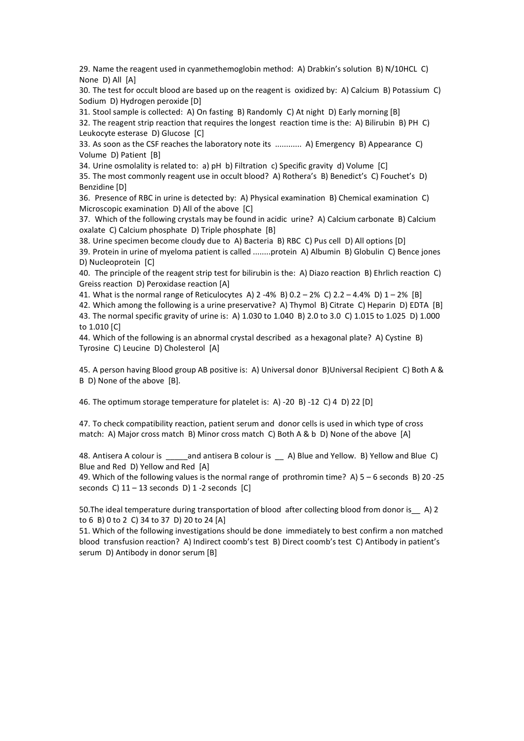29. Name the reagent used in cyanmethemoglobin method: A) Drabkin's solution B) N/10HCL C) None D) All [A]

30. The test for occult blood are based up on the reagent is oxidized by: A) Calcium B) Potassium C) Sodium D) Hydrogen peroxide [D]

31. Stool sample is collected: A) On fasting B) Randomly C) At night D) Early morning [B]

32. The reagent strip reaction that requires the longest reaction time is the: A) Bilirubin B) PH C) Leukocyte esterase D) Glucose [C]

33. As soon as the CSF reaches the laboratory note its ............ A) Emergency B) Appearance C) Volume D) Patient [B]

34. Urine osmolality is related to: a) pH b) Filtration c) Specific gravity d) Volume [C]

35. The most commonly reagent use in occult blood? A) Rothera's B) Benedict's C) Fouchet's D) Benzidine [D]

36. Presence of RBC in urine is detected by: A) Physical examination B) Chemical examination C) Microscopic examination D) All of the above [C]

37. Which of the following crystals may be found in acidic urine? A) Calcium carbonate B) Calcium oxalate C) Calcium phosphate D) Triple phosphate [B]

38. Urine specimen become cloudy due to A) Bacteria B) RBC C) Pus cell D) All options [D]

39. Protein in urine of myeloma patient is called ........protein A) Albumin B) Globulin C) Bence jones D) Nucleoprotein [C]

40. The principle of the reagent strip test for bilirubin is the: A) Diazo reaction B) Ehrlich reaction C) Greiss reaction D) Peroxidase reaction [A]

41. What is the normal range of Reticulocytes A) 2 -4% B) 0.2 – 2% C) 2.2 – 4.4% D) 1 – 2% [B]

42. Which among the following is a urine preservative? A) Thymol B) Citrate C) Heparin D) EDTA [B]

43. The normal specific gravity of urine is: A) 1.030 to 1.040 B) 2.0 to 3.0 C) 1.015 to 1.025 D) 1.000 to 1.010 [C]

44. Which of the following is an abnormal crystal described as a hexagonal plate? A) Cystine B) Tyrosine C) Leucine D) Cholesterol [A]

45. A person having Blood group AB positive is: A) Universal donor B)Universal Recipient C) Both A & B D) None of the above [B].

46. The optimum storage temperature for platelet is: A) -20 B) -12 C) 4 D) 22 [D]

47. To check compatibility reaction, patient serum and donor cells is used in which type of cross match: A) Major cross match B) Minor cross match C) Both A & b D) None of the above [A]

48. Antisera A colour is _____and antisera B colour is __ A) Blue and Yellow. B) Yellow and Blue C) Blue and Red D) Yellow and Red [A]

49. Which of the following values is the normal range of prothromin time? A) 5 – 6 seconds B) 20 -25 seconds C) 11 – 13 seconds D) 1 -2 seconds [C]

50.The ideal temperature during transportation of blood after collecting blood from donor is__ A) 2 to 6 B) 0 to 2 C) 34 to 37 D) 20 to 24 [A]

51. Which of the following investigations should be done immediately to best confirm a non matched blood transfusion reaction? A) Indirect coomb's test B) Direct coomb's test C) Antibody in patient's serum D) Antibody in donor serum [B]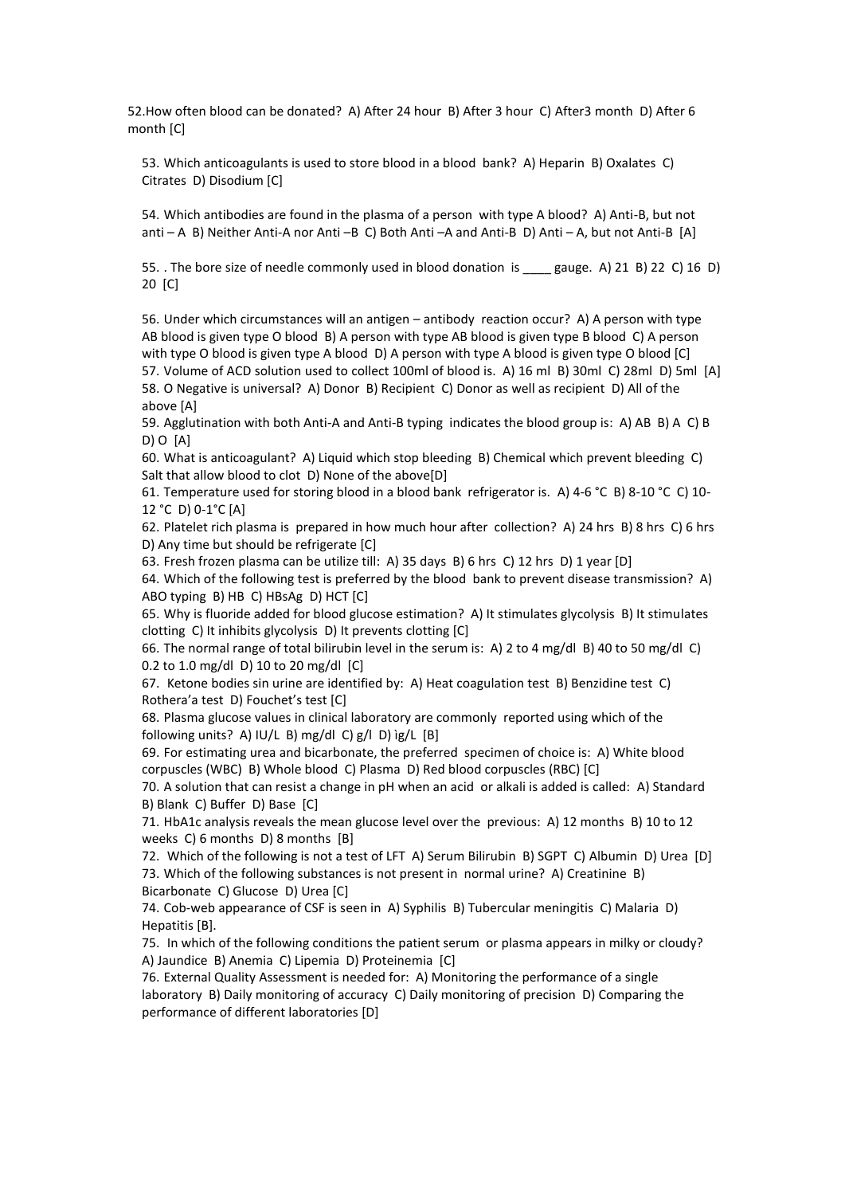52.How often blood can be donated? A) After 24 hour B) After 3 hour C) After3 month D) After 6 month [C]

53. Which anticoagulants is used to store blood in a blood bank? A) Heparin B) Oxalates C) Citrates D) Disodium [C]

54. Which antibodies are found in the plasma of a person with type A blood? A) Anti-B, but not anti – A B) Neither Anti-A nor Anti –B C) Both Anti –A and Anti-B D) Anti – A, but not Anti-B [A]

55. . The bore size of needle commonly used in blood donation is ____ gauge. A) 21 B) 22 C) 16 D) 20 [C]

56. Under which circumstances will an antigen – antibody reaction occur? A) A person with type AB blood is given type O blood B) A person with type AB blood is given type B blood C) A person with type O blood is given type A blood D) A person with type A blood is given type O blood [C]
57. Volume of ACD solution used to collect 100ml of blood is. A) 16 ml B) 30ml C) 28ml D) 5ml [A]
58. O Negative is universal? A) Donor B) Recipient C) Donor as well as recipient D) All of the above [A]
59. Agglutination with both Anti-A and Anti-B typing indicates the blood group is: A) AB B) A C) B D) O [A]
60. What is anticoagulant? A) Liquid which stop bleeding B) Chemical which prevent bleeding C) Salt that allow blood to clot D) None of the above[D]
61. Temperature used for storing blood in a blood bank refrigerator is. A) 4-6 °C B) 8-10 °C C) 10-12 °C D) 0-1°C [A]
62. Platelet rich plasma is prepared in how much hour after collection? A) 24 hrs B) 8 hrs C) 6 hrs D) Any time but should be refrigerate [C]
63. Fresh frozen plasma can be utilize till: A) 35 days B) 6 hrs C) 12 hrs D) 1 year [D]
64. Which of the following test is preferred by the blood bank to prevent disease transmission? A) ABO typing B) HB C) HBsAg D) HCT [C]
65. Why is fluoride added for blood glucose estimation? A) It stimulates glycolysis B) It stimulates clotting C) It inhibits glycolysis D) It prevents clotting [C]
66. The normal range of total bilirubin level in the serum is: A) 2 to 4 mg/dl B) 40 to 50 mg/dl C) 0.2 to 1.0 mg/dl D) 10 to 20 mg/dl [C]
67. Ketone bodies sin urine are identified by: A) Heat coagulation test B) Benzidine test C) Rothera'a test D) Fouchet's test [C]
68. Plasma glucose values in clinical laboratory are commonly reported using which of the following units? A) IU/L B) mg/dl C) g/l D) ìg/L [B]
69. For estimating urea and bicarbonate, the preferred specimen of choice is: A) White blood corpuscles (WBC) B) Whole blood C) Plasma D) Red blood corpuscles (RBC) [C]
70. A solution that can resist a change in pH when an acid or alkali is added is called: A) Standard B) Blank C) Buffer D) Base [C]
71. HbA1c analysis reveals the mean glucose level over the previous: A) 12 months B) 10 to 12 weeks C) 6 months D) 8 months [B]
72. Which of the following is not a test of LFT A) Serum Bilirubin B) SGPT C) Albumin D) Urea [D]
73. Which of the following substances is not present in normal urine? A) Creatinine B) Bicarbonate C) Glucose D) Urea [C]
74. Cob-web appearance of CSF is seen in A) Syphilis B) Tubercular meningitis C) Malaria D) Hepatitis [B].
75. In which of the following conditions the patient serum or plasma appears in milky or cloudy? A) Jaundice B) Anemia C) Lipemia D) Proteinemia [C]
76. External Quality Assessment is needed for: A) Monitoring the performance of a single laboratory B) Daily monitoring of accuracy C) Daily monitoring of precision D) Comparing the performance of different laboratories [D]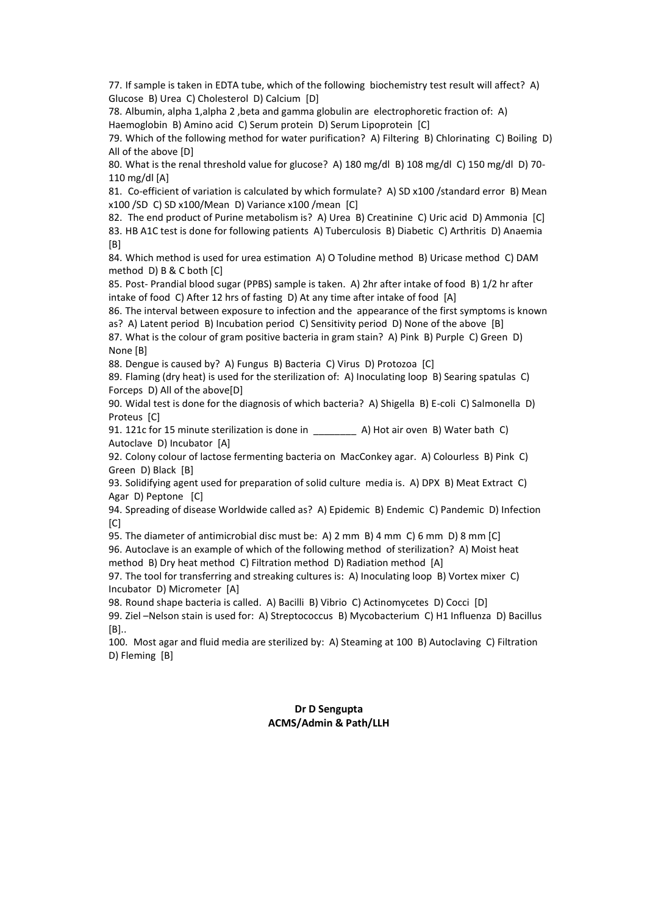77. If sample is taken in EDTA tube, which of the following biochemistry test result will affect? A) Glucose B) Urea C) Cholesterol D) Calcium [D]

78. Albumin, alpha 1,alpha 2 ,beta and gamma globulin are electrophoretic fraction of: A) Haemoglobin B) Amino acid C) Serum protein D) Serum Lipoprotein [C]

79. Which of the following method for water purification? A) Filtering B) Chlorinating C) Boiling D) All of the above [D]

80. What is the renal threshold value for glucose? A) 180 mg/dl B) 108 mg/dl C) 150 mg/dl D) 70-110 mg/dl [A]

81. Co-efficient of variation is calculated by which formulate? A) SD x100 /standard error B) Mean x100 /SD C) SD x100/Mean D) Variance x100 /mean [C]

82. The end product of Purine metabolism is? A) Urea B) Creatinine C) Uric acid D) Ammonia [C]

83. HB A1C test is done for following patients A) Tuberculosis B) Diabetic C) Arthritis D) Anaemia [B]

84. Which method is used for urea estimation A) O Toludine method B) Uricase method C) DAM method D) B & C both [C]

85. Post- Prandial blood sugar (PPBS) sample is taken. A) 2hr after intake of food B) 1/2 hr after intake of food C) After 12 hrs of fasting D) At any time after intake of food [A]

86. The interval between exposure to infection and the appearance of the first symptoms is known as? A) Latent period B) Incubation period C) Sensitivity period D) None of the above [B]

87. What is the colour of gram positive bacteria in gram stain? A) Pink B) Purple C) Green D) None [B]

88. Dengue is caused by? A) Fungus B) Bacteria C) Virus D) Protozoa [C]

89. Flaming (dry heat) is used for the sterilization of: A) Inoculating loop B) Searing spatulas C) Forceps D) All of the above[D]

90. Widal test is done for the diagnosis of which bacteria? A) Shigella B) E-coli C) Salmonella D) Proteus [C]

91. 121c for 15 minute sterilization is done in ________ A) Hot air oven B) Water bath C) Autoclave D) Incubator [A]

92. Colony colour of lactose fermenting bacteria on MacConkey agar. A) Colourless B) Pink C) Green D) Black [B]

93. Solidifying agent used for preparation of solid culture media is. A) DPX B) Meat Extract C) Agar D) Peptone [C]

94. Spreading of disease Worldwide called as? A) Epidemic B) Endemic C) Pandemic D) Infection [C]

95. The diameter of antimicrobial disc must be: A) 2 mm B) 4 mm C) 6 mm D) 8 mm [C]

96. Autoclave is an example of which of the following method of sterilization? A) Moist heat method B) Dry heat method C) Filtration method D) Radiation method [A]

97. The tool for transferring and streaking cultures is: A) Inoculating loop B) Vortex mixer C) Incubator D) Micrometer [A]

98. Round shape bacteria is called. A) Bacilli B) Vibrio C) Actinomycetes D) Cocci [D]

99. Ziel –Nelson stain is used for: A) Streptococcus B) Mycobacterium C) H1 Influenza D) Bacillus [B]..

100. Most agar and fluid media are sterilized by: A) Steaming at 100 B) Autoclaving C) Filtration D) Fleming [B]

**Dr D Sengupta**
**ACMS/Admin & Path/LLH**